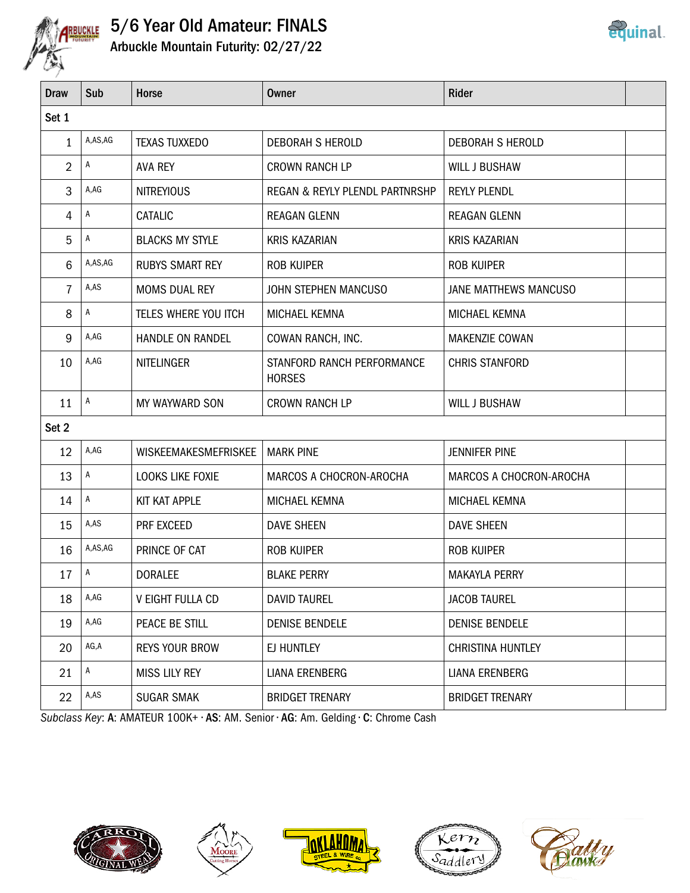# 5/6 Year Old Amateur: FINALS

## Arbuckle Mountain Futurity: 02/27/22

| Draw | Sub | Horse | Owner | Rider | |
|---|---|---|---|---|---|
| Set 1 | | | | | |
| 1 | A,AS,AG | TEXAS TUXXEDO | DEBORAH S HEROLD | DEBORAH S HEROLD | |
| 2 | A | AVA REY | CROWN RANCH LP | WILL J BUSHAW | |
| 3 | A,AG | NITREYIOUS | REGAN & REYLY PLENDL PARTNRSHP | REYLY PLENDL | |
| 4 | A | CATALIC | REAGAN GLENN | REAGAN GLENN | |
| 5 | A | BLACKS MY STYLE | KRIS KAZARIAN | KRIS KAZARIAN | |
| 6 | A,AS,AG | RUBYS SMART REY | ROB KUIPER | ROB KUIPER | |
| 7 | A,AS | MOMS DUAL REY | JOHN STEPHEN MANCUSO | JANE MATTHEWS MANCUSO | |
| 8 | A | TELES WHERE YOU ITCH | MICHAEL KEMNA | MICHAEL KEMNA | |
| 9 | A,AG | HANDLE ON RANDEL | COWAN RANCH, INC. | MAKENZIE COWAN | |
| 10 | A,AG | NITELINGER | STANFORD RANCH PERFORMANCE HORSES | CHRIS STANFORD | |
| 11 | A | MY WAYWARD SON | CROWN RANCH LP | WILL J BUSHAW | |
| Set 2 | | | | | |
| 12 | A,AG | WISKEEMAKESMEFRISKEE | MARK PINE | JENNIFER PINE | |
| 13 | A | LOOKS LIKE FOXIE | MARCOS A CHOCRON-AROCHA | MARCOS A CHOCRON-AROCHA | |
| 14 | A | KIT KAT APPLE | MICHAEL KEMNA | MICHAEL KEMNA | |
| 15 | A,AS | PRF EXCEED | DAVE SHEEN | DAVE SHEEN | |
| 16 | A,AS,AG | PRINCE OF CAT | ROB KUIPER | ROB KUIPER | |
| 17 | A | DORALEE | BLAKE PERRY | MAKAYLA PERRY | |
| 18 | A,AG | V EIGHT FULLA CD | DAVID TAUREL | JACOB TAUREL | |
| 19 | A,AG | PEACE BE STILL | DENISE BENDELE | DENISE BENDELE | |
| 20 | AG,A | REYS YOUR BROW | EJ HUNTLEY | CHRISTINA HUNTLEY | |
| 21 | A | MISS LILY REY | LIANA ERENBERG | LIANA ERENBERG | |
| 22 | A,AS | SUGAR SMAK | BRIDGET TRENARY | BRIDGET TRENARY | |

*Subclass Key*: **A**: AMATEUR 100K+ · **AS**: AM. Senior · **AG**: Am. Gelding · **C**: Chrome Cash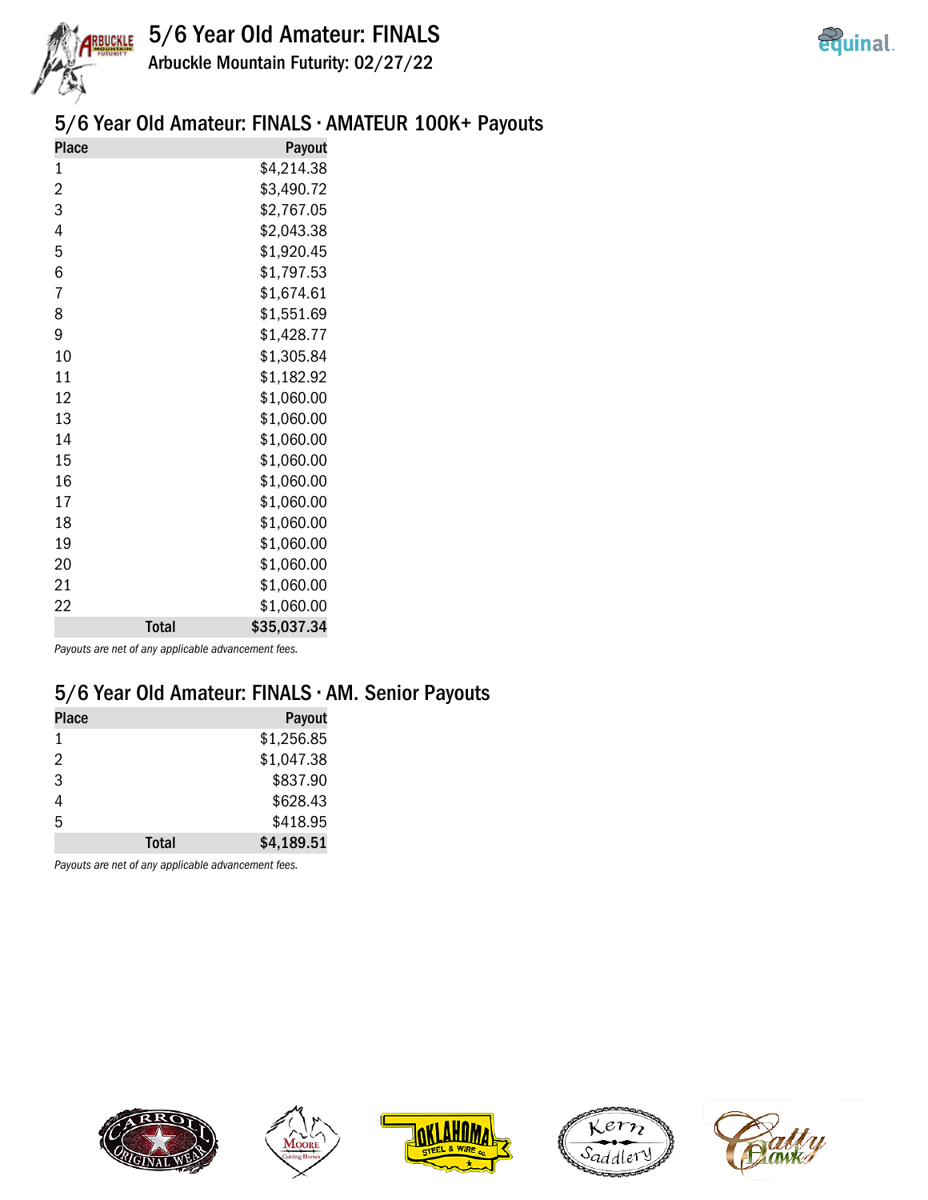# 5/6 Year Old Amateur: FINALS

Arbuckle Mountain Futurity: 02/27/22

## 5/6 Year Old Amateur: FINALS · AMATEUR 100K+ Payouts

| Place | Payout |
|---|---|
| 1 | $4,214.38 |
| 2 | $3,490.72 |
| 3 | $2,767.05 |
| 4 | $2,043.38 |
| 5 | $1,920.45 |
| 6 | $1,797.53 |
| 7 | $1,674.61 |
| 8 | $1,551.69 |
| 9 | $1,428.77 |
| 10 | $1,305.84 |
| 11 | $1,182.92 |
| 12 | $1,060.00 |
| 13 | $1,060.00 |
| 14 | $1,060.00 |
| 15 | $1,060.00 |
| 16 | $1,060.00 |
| 17 | $1,060.00 |
| 18 | $1,060.00 |
| 19 | $1,060.00 |
| 20 | $1,060.00 |
| 21 | $1,060.00 |
| 22 | $1,060.00 |
| **Total** | **$35,037.34** |

*Payouts are net of any applicable advancement fees.*

## 5/6 Year Old Amateur: FINALS · AM. Senior Payouts

| Place | Payout |
|---|---|
| 1 | $1,256.85 |
| 2 | $1,047.38 |
| 3 | $837.90 |
| 4 | $628.43 |
| 5 | $418.95 |
| **Total** | **$4,189.51** |

*Payouts are net of any applicable advancement fees.*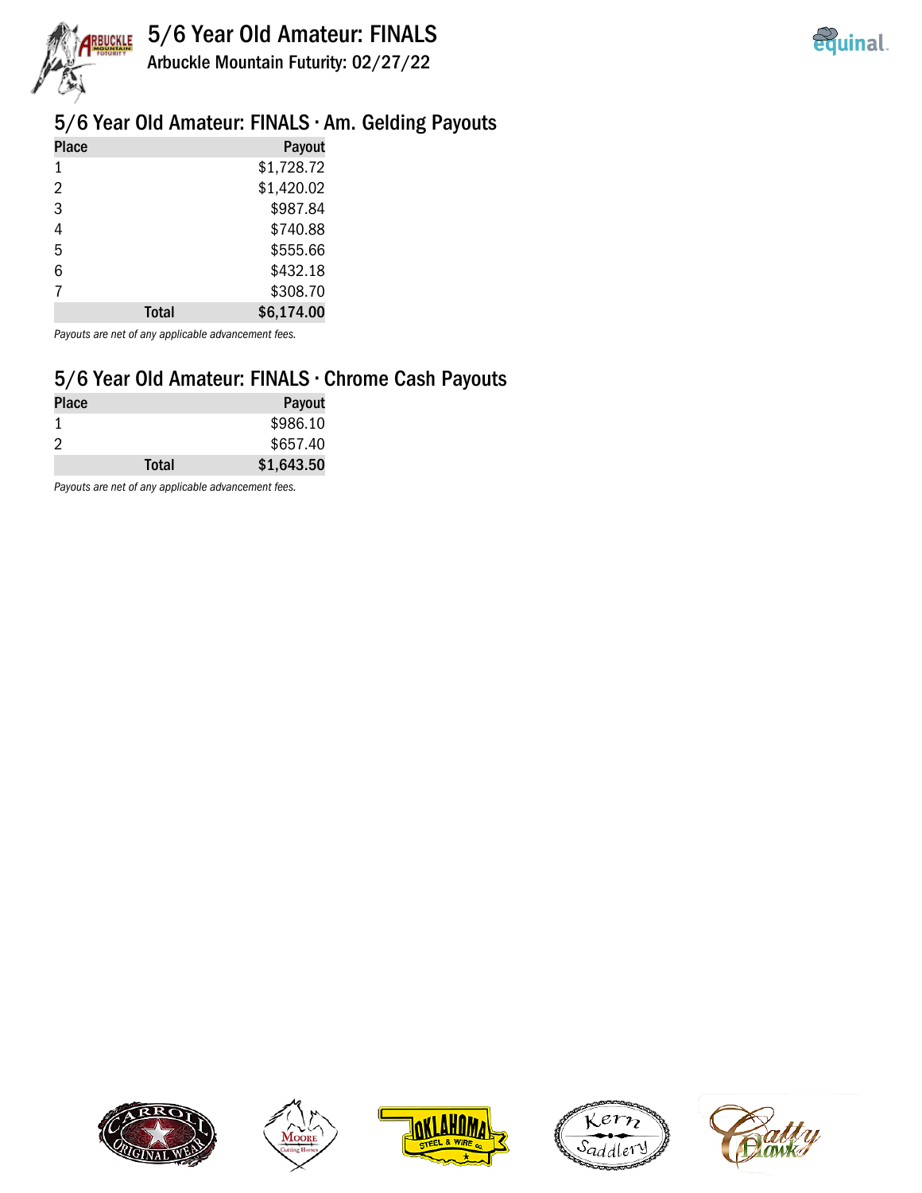# 5/6 Year Old Amateur: FINALS

Arbuckle Mountain Futurity: 02/27/22

## 5/6 Year Old Amateur: FINALS · Am. Gelding Payouts

| Place | Payout |
|---|---|
| 1 | $1,728.72 |
| 2 | $1,420.02 |
| 3 | $987.84 |
| 4 | $740.88 |
| 5 | $555.66 |
| 6 | $432.18 |
| 7 | $308.70 |
| **Total** | **$6,174.00** |

*Payouts are net of any applicable advancement fees.*

## 5/6 Year Old Amateur: FINALS · Chrome Cash Payouts

| Place | Payout |
|---|---|
| 1 | $986.10 |
| 2 | $657.40 |
| **Total** | **$1,643.50** |

*Payouts are net of any applicable advancement fees.*